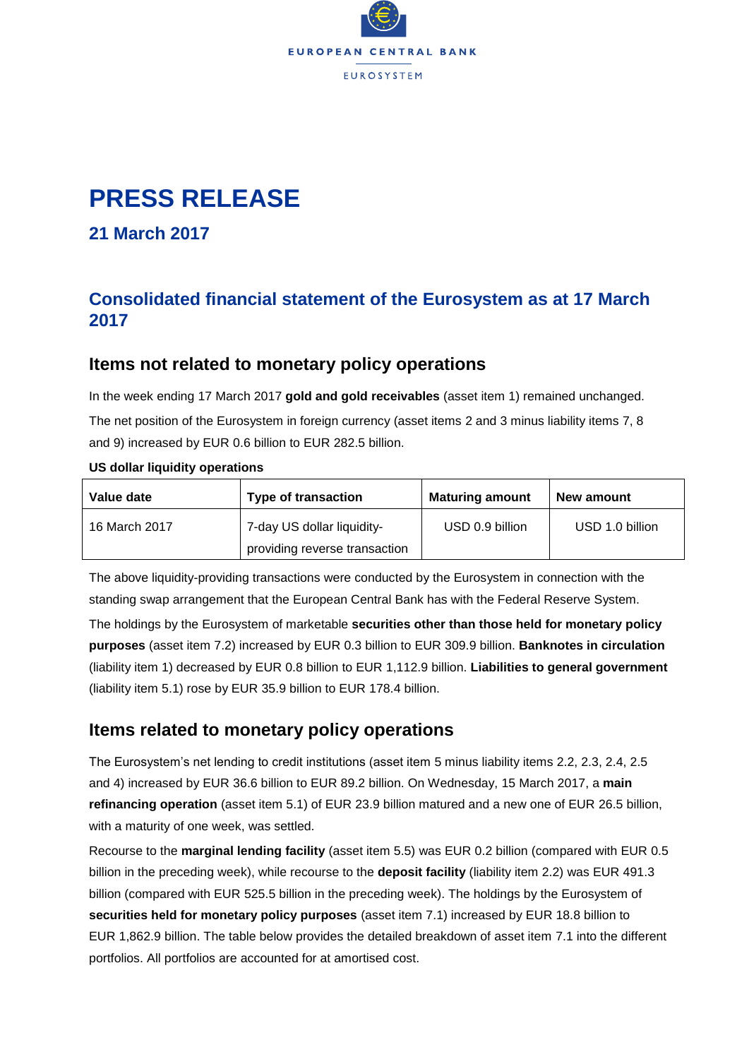EUROPEAN CENTRAL BANK

EUROSYSTEM

# PRESS RELEASE

## 21 March 2017

## Consolidated financial statement of the Eurosystem as at 17 March 2017

### Items not related to monetary policy operations

In the week ending 17 March 2017 **gold and gold receivables** (asset item 1) remained unchanged.

The net position of the Eurosystem in foreign currency (asset items 2 and 3 minus liability items 7, 8 and 9) increased by EUR 0.6 billion to EUR 282.5 billion.

**US dollar liquidity operations**

| Value date | Type of transaction | Maturing amount | New amount |
|---|---|---|---|
| 16 March 2017 | 7-day US dollar liquidity-providing reverse transaction | USD 0.9 billion | USD 1.0 billion |

The above liquidity-providing transactions were conducted by the Eurosystem in connection with the standing swap arrangement that the European Central Bank has with the Federal Reserve System.

The holdings by the Eurosystem of marketable **securities other than those held for monetary policy purposes** (asset item 7.2) increased by EUR 0.3 billion to EUR 309.9 billion. **Banknotes in circulation** (liability item 1) decreased by EUR 0.8 billion to EUR 1,112.9 billion. **Liabilities to general government** (liability item 5.1) rose by EUR 35.9 billion to EUR 178.4 billion.

### Items related to monetary policy operations

The Eurosystem's net lending to credit institutions (asset item 5 minus liability items 2.2, 2.3, 2.4, 2.5 and 4) increased by EUR 36.6 billion to EUR 89.2 billion. On Wednesday, 15 March 2017, a **main refinancing operation** (asset item 5.1) of EUR 23.9 billion matured and a new one of EUR 26.5 billion, with a maturity of one week, was settled.

Recourse to the **marginal lending facility** (asset item 5.5) was EUR 0.2 billion (compared with EUR 0.5 billion in the preceding week), while recourse to the **deposit facility** (liability item 2.2) was EUR 491.3 billion (compared with EUR 525.5 billion in the preceding week). The holdings by the Eurosystem of **securities held for monetary policy purposes** (asset item 7.1) increased by EUR 18.8 billion to EUR 1,862.9 billion. The table below provides the detailed breakdown of asset item 7.1 into the different portfolios. All portfolios are accounted for at amortised cost.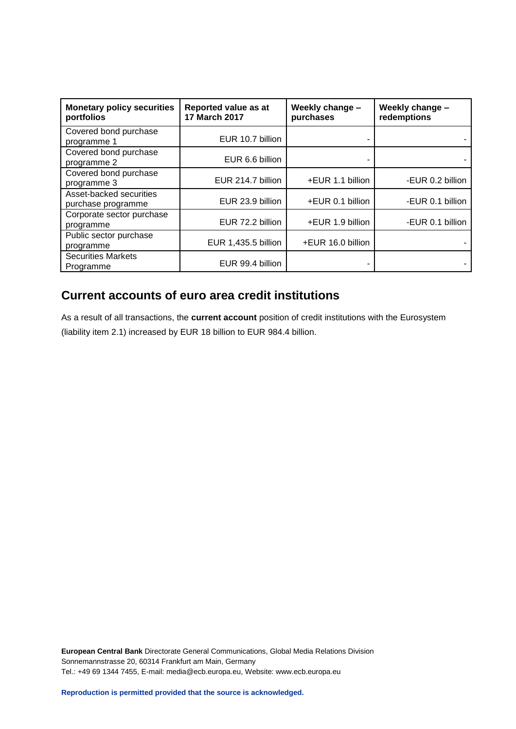| **Monetary policy securities portfolios** | **Reported value as at 17 March 2017** | **Weekly change – purchases** | **Weekly change – redemptions** |
|---|---|---|---|
| Covered bond purchase programme 1 | EUR 10.7 billion | - | - |
| Covered bond purchase programme 2 | EUR 6.6 billion | - | - |
| Covered bond purchase programme 3 | EUR 214.7 billion | +EUR 1.1 billion | -EUR 0.2 billion |
| Asset-backed securities purchase programme | EUR 23.9 billion | +EUR 0.1 billion | -EUR 0.1 billion |
| Corporate sector purchase programme | EUR 72.2 billion | +EUR 1.9 billion | -EUR 0.1 billion |
| Public sector purchase programme | EUR 1,435.5 billion | +EUR 16.0 billion | - |
| Securities Markets Programme | EUR 99.4 billion | - | - |

## Current accounts of euro area credit institutions

As a result of all transactions, the **current account** position of credit institutions with the Eurosystem (liability item 2.1) increased by EUR 18 billion to EUR 984.4 billion.

**European Central Bank** Directorate General Communications, Global Media Relations Division
Sonnemannstrasse 20, 60314 Frankfurt am Main, Germany
Tel.: +49 69 1344 7455, E-mail: media@ecb.europa.eu, Website: www.ecb.europa.eu

**Reproduction is permitted provided that the source is acknowledged.**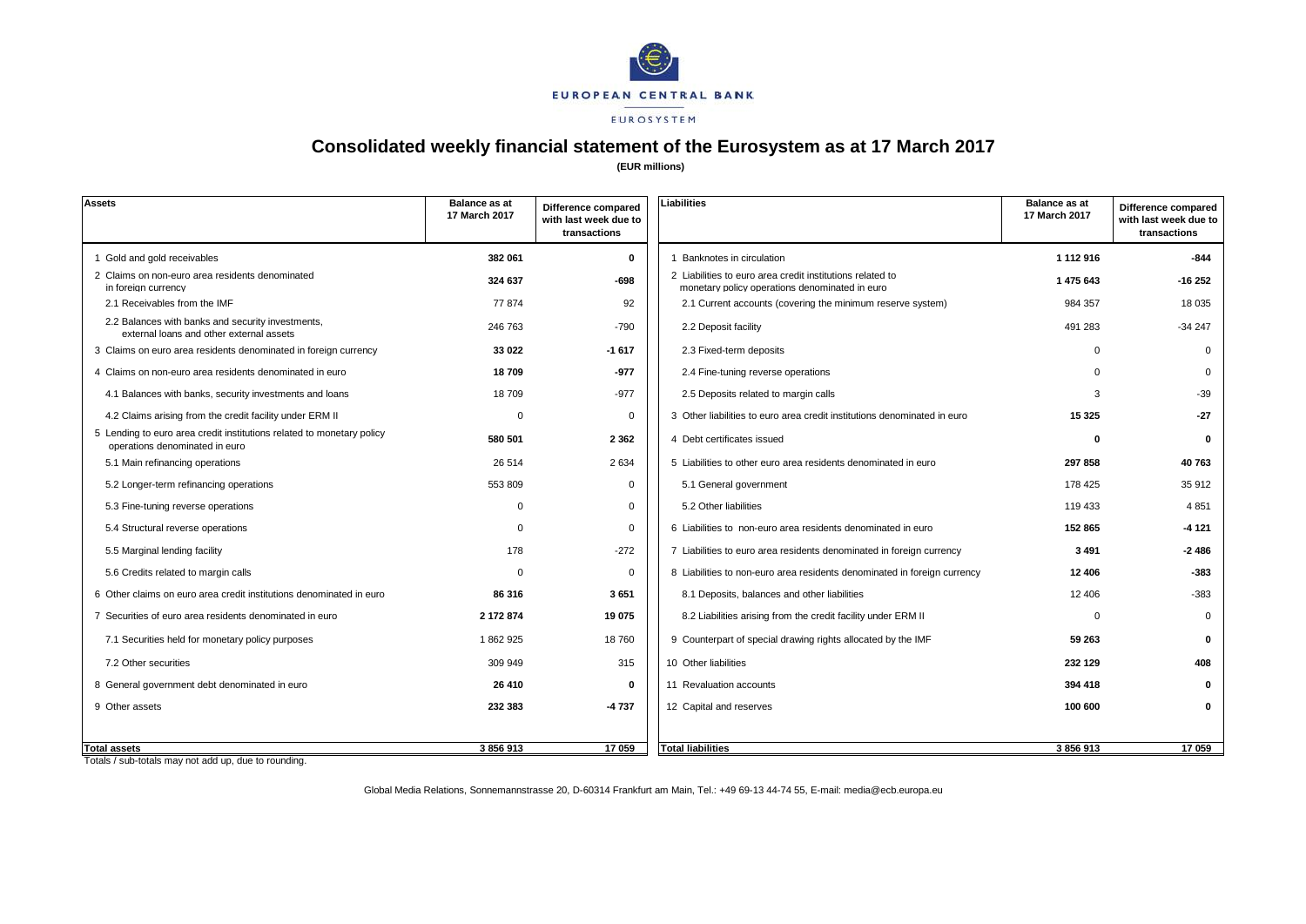EUROPEAN CENTRAL BANK

EUROSYSTEM

# Consolidated weekly financial statement of the Eurosystem as at 17 March 2017

**(EUR millions)**

| Assets | Balance as at 17 March 2017 | Difference compared with last week due to transactions | Liabilities | Balance as at 17 March 2017 | Difference compared with last week due to transactions |
|---|---|---|---|---|---|
| 1 Gold and gold receivables | **382 061** | **0** | 1 Banknotes in circulation | **1 112 916** | **-844** |
| 2 Claims on non-euro area residents denominated in foreign currency | **324 637** | **-698** | 2 Liabilities to euro area credit institutions related to monetary policy operations denominated in euro | **1 475 643** | **-16 252** |
| 2.1 Receivables from the IMF | 77 874 | 92 | 2.1 Current accounts (covering the minimum reserve system) | 984 357 | 18 035 |
| 2.2 Balances with banks and security investments, external loans and other external assets | 246 763 | -790 | 2.2 Deposit facility | 491 283 | -34 247 |
| 3 Claims on euro area residents denominated in foreign currency | **33 022** | **-1 617** | 2.3 Fixed-term deposits | 0 | 0 |
| 4 Claims on non-euro area residents denominated in euro | **18 709** | **-977** | 2.4 Fine-tuning reverse operations | 0 | 0 |
| 4.1 Balances with banks, security investments and loans | 18 709 | -977 | 2.5 Deposits related to margin calls | 3 | -39 |
| 4.2 Claims arising from the credit facility under ERM II | 0 | 0 | 3 Other liabilities to euro area credit institutions denominated in euro | **15 325** | **-27** |
| 5 Lending to euro area credit institutions related to monetary policy operations denominated in euro | **580 501** | **2 362** | 4 Debt certificates issued | **0** | **0** |
| 5.1 Main refinancing operations | 26 514 | 2 634 | 5 Liabilities to other euro area residents denominated in euro | **297 858** | **40 763** |
| 5.2 Longer-term refinancing operations | 553 809 | 0 | 5.1 General government | 178 425 | 35 912 |
| 5.3 Fine-tuning reverse operations | 0 | 0 | 5.2 Other liabilities | 119 433 | 4 851 |
| 5.4 Structural reverse operations | 0 | 0 | 6 Liabilities to non-euro area residents denominated in euro | **152 865** | **-4 121** |
| 5.5 Marginal lending facility | 178 | -272 | 7 Liabilities to euro area residents denominated in foreign currency | **3 491** | **-2 486** |
| 5.6 Credits related to margin calls | 0 | 0 | 8 Liabilities to non-euro area residents denominated in foreign currency | **12 406** | **-383** |
| 6 Other claims on euro area credit institutions denominated in euro | **86 316** | **3 651** | 8.1 Deposits, balances and other liabilities | 12 406 | -383 |
| 7 Securities of euro area residents denominated in euro | **2 172 874** | **19 075** | 8.2 Liabilities arising from the credit facility under ERM II | 0 | 0 |
| 7.1 Securities held for monetary policy purposes | 1 862 925 | 18 760 | 9 Counterpart of special drawing rights allocated by the IMF | **59 263** | **0** |
| 7.2 Other securities | 309 949 | 315 | 10 Other liabilities | **232 129** | **408** |
| 8 General government debt denominated in euro | **26 410** | **0** | 11 Revaluation accounts | **394 418** | **0** |
| 9 Other assets | **232 383** | **-4 737** | 12 Capital and reserves | **100 600** | **0** |
| **Total assets** | **3 856 913** | **17 059** | **Total liabilities** | **3 856 913** | **17 059** |

Totals / sub-totals may not add up, due to rounding.

Global Media Relations, Sonnemannstrasse 20, D-60314 Frankfurt am Main, Tel.: +49 69-13 44-74 55, E-mail: media@ecb.europa.eu